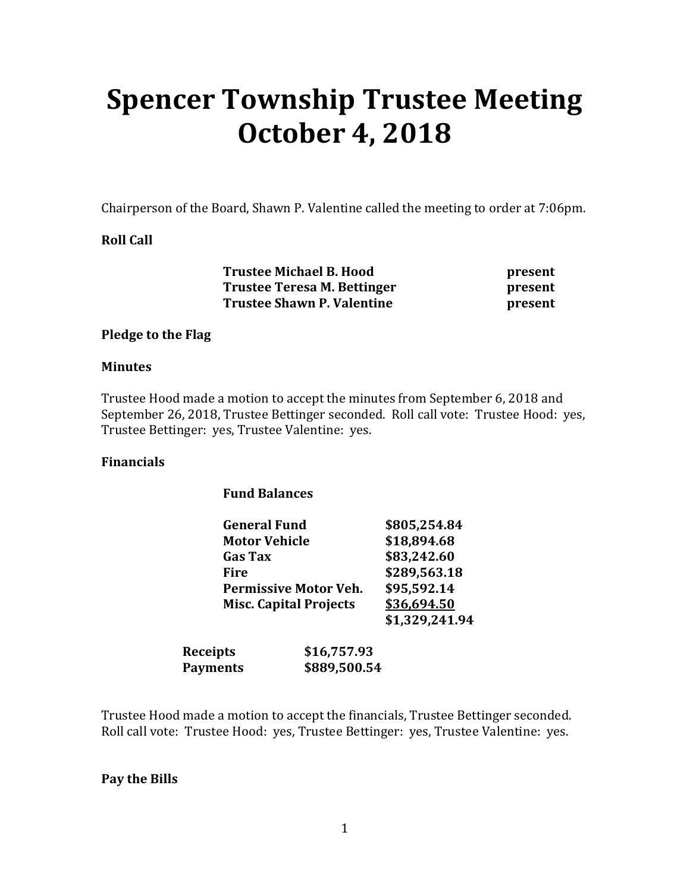# Spencer Township Trustee Meeting
# October 4, 2018

Chairperson of the Board, Shawn P. Valentine called the meeting to order at 7:06pm.

**Roll Call**

| | |
|---|---|
| **Trustee Michael B. Hood** | **present** |
| **Trustee Teresa M. Bettinger** | **present** |
| **Trustee Shawn P. Valentine** | **present** |

**Pledge to the Flag**

**Minutes**

Trustee Hood made a motion to accept the minutes from September 6, 2018 and September 26, 2018, Trustee Bettinger seconded. Roll call vote: Trustee Hood: yes, Trustee Bettinger: yes, Trustee Valentine: yes.

**Financials**

**Fund Balances**

| | |
|---|---|
| **General Fund** | **$805,254.84** |
| **Motor Vehicle** | **$18,894.68** |
| **Gas Tax** | **$83,242.60** |
| **Fire** | **$289,563.18** |
| **Permissive Motor Veh.** | **$95,592.14** |
| **Misc. Capital Projects** | **$36,694.50** |
| | **$1,329,241.94** |

| | |
|---|---|
| **Receipts** | **$16,757.93** |
| **Payments** | **$889,500.54** |

Trustee Hood made a motion to accept the financials, Trustee Bettinger seconded. Roll call vote: Trustee Hood: yes, Trustee Bettinger: yes, Trustee Valentine: yes.

**Pay the Bills**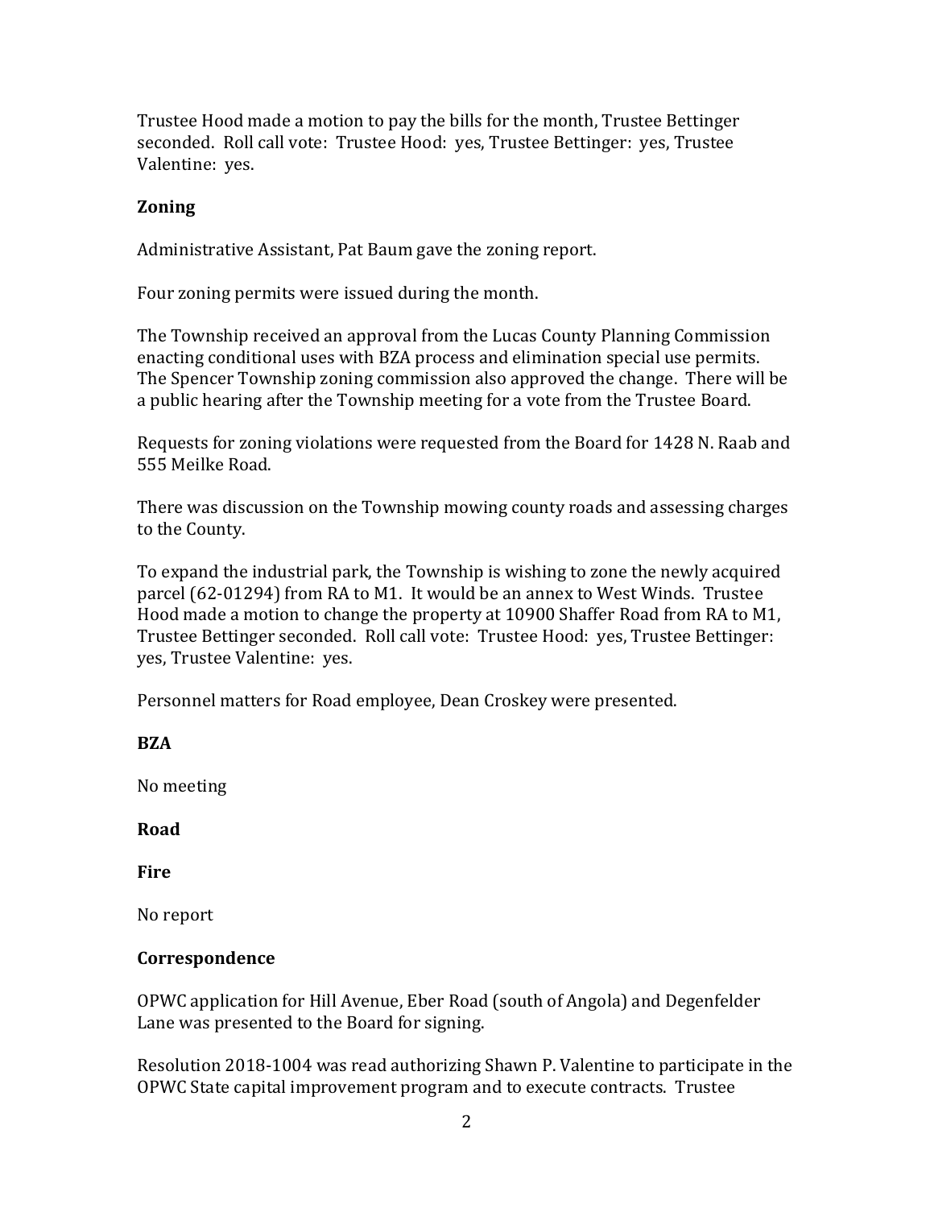Trustee Hood made a motion to pay the bills for the month, Trustee Bettinger seconded. Roll call vote: Trustee Hood: yes, Trustee Bettinger: yes, Trustee Valentine: yes.

**Zoning**

Administrative Assistant, Pat Baum gave the zoning report.

Four zoning permits were issued during the month.

The Township received an approval from the Lucas County Planning Commission enacting conditional uses with BZA process and elimination special use permits. The Spencer Township zoning commission also approved the change. There will be a public hearing after the Township meeting for a vote from the Trustee Board.

Requests for zoning violations were requested from the Board for 1428 N. Raab and 555 Meilke Road.

There was discussion on the Township mowing county roads and assessing charges to the County.

To expand the industrial park, the Township is wishing to zone the newly acquired parcel (62-01294) from RA to M1. It would be an annex to West Winds. Trustee Hood made a motion to change the property at 10900 Shaffer Road from RA to M1, Trustee Bettinger seconded. Roll call vote: Trustee Hood: yes, Trustee Bettinger: yes, Trustee Valentine: yes.

Personnel matters for Road employee, Dean Croskey were presented.

**BZA**

No meeting

**Road**

**Fire**

No report

**Correspondence**

OPWC application for Hill Avenue, Eber Road (south of Angola) and Degenfelder Lane was presented to the Board for signing.

Resolution 2018-1004 was read authorizing Shawn P. Valentine to participate in the OPWC State capital improvement program and to execute contracts. Trustee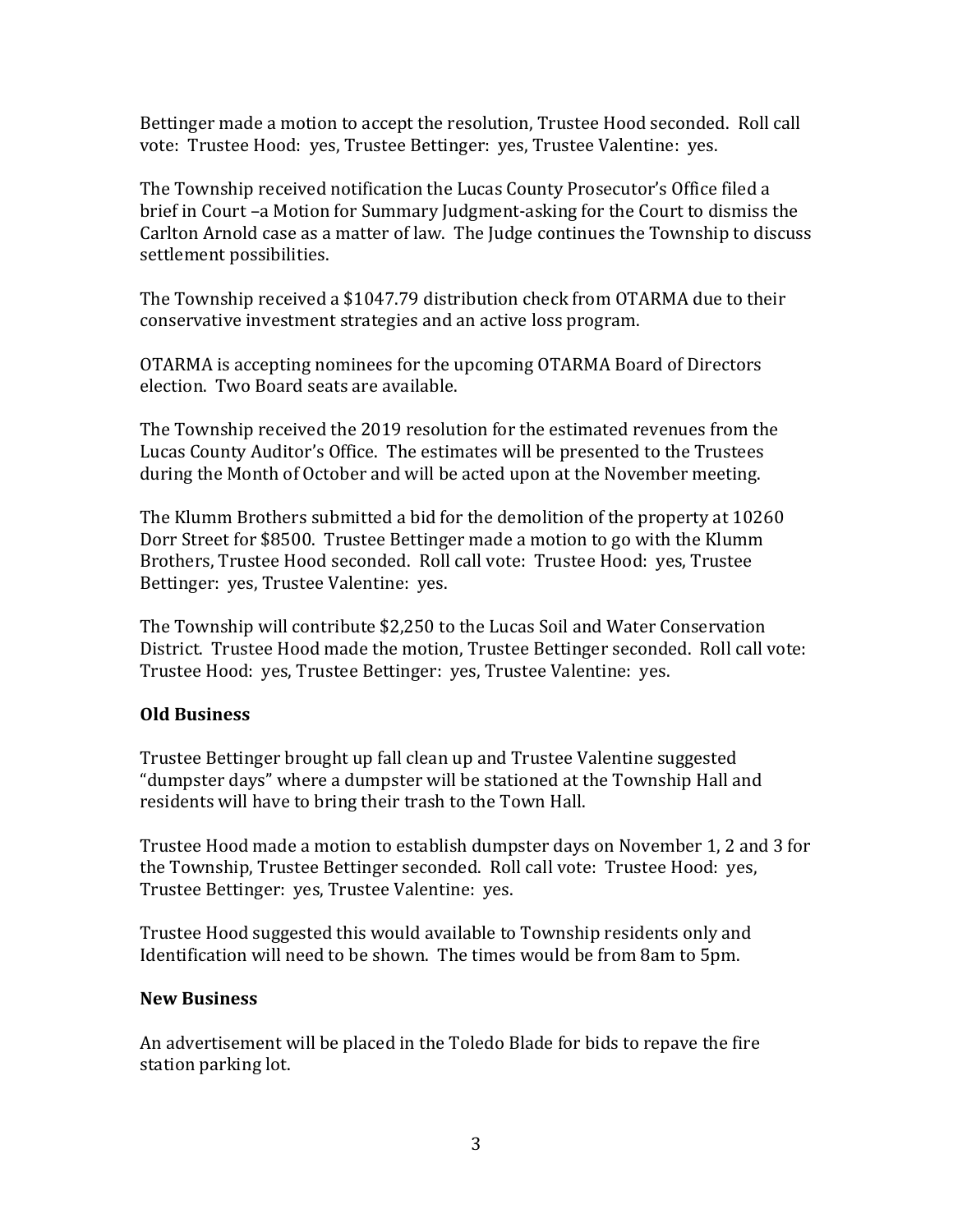Bettinger made a motion to accept the resolution, Trustee Hood seconded. Roll call vote: Trustee Hood: yes, Trustee Bettinger: yes, Trustee Valentine: yes.

The Township received notification the Lucas County Prosecutor's Office filed a brief in Court –a Motion for Summary Judgment-asking for the Court to dismiss the Carlton Arnold case as a matter of law. The Judge continues the Township to discuss settlement possibilities.

The Township received a $1047.79 distribution check from OTARMA due to their conservative investment strategies and an active loss program.

OTARMA is accepting nominees for the upcoming OTARMA Board of Directors election. Two Board seats are available.

The Township received the 2019 resolution for the estimated revenues from the Lucas County Auditor's Office. The estimates will be presented to the Trustees during the Month of October and will be acted upon at the November meeting.

The Klumm Brothers submitted a bid for the demolition of the property at 10260 Dorr Street for $8500. Trustee Bettinger made a motion to go with the Klumm Brothers, Trustee Hood seconded. Roll call vote: Trustee Hood: yes, Trustee Bettinger: yes, Trustee Valentine: yes.

The Township will contribute $2,250 to the Lucas Soil and Water Conservation District. Trustee Hood made the motion, Trustee Bettinger seconded. Roll call vote: Trustee Hood: yes, Trustee Bettinger: yes, Trustee Valentine: yes.

**Old Business**

Trustee Bettinger brought up fall clean up and Trustee Valentine suggested "dumpster days" where a dumpster will be stationed at the Township Hall and residents will have to bring their trash to the Town Hall.

Trustee Hood made a motion to establish dumpster days on November 1, 2 and 3 for the Township, Trustee Bettinger seconded. Roll call vote: Trustee Hood: yes, Trustee Bettinger: yes, Trustee Valentine: yes.

Trustee Hood suggested this would available to Township residents only and Identification will need to be shown. The times would be from 8am to 5pm.

**New Business**

An advertisement will be placed in the Toledo Blade for bids to repave the fire station parking lot.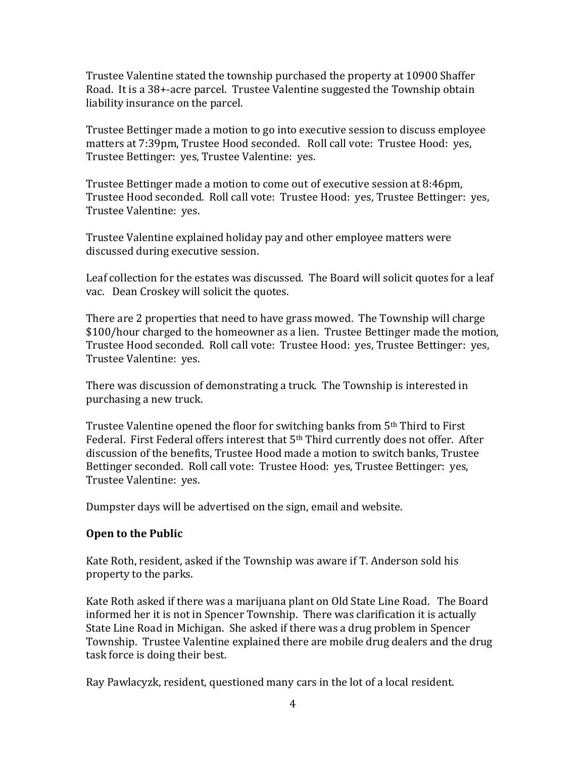Trustee Valentine stated the township purchased the property at 10900 Shaffer Road. It is a 38+-acre parcel. Trustee Valentine suggested the Township obtain liability insurance on the parcel.

Trustee Bettinger made a motion to go into executive session to discuss employee matters at 7:39pm, Trustee Hood seconded. Roll call vote: Trustee Hood: yes, Trustee Bettinger: yes, Trustee Valentine: yes.

Trustee Bettinger made a motion to come out of executive session at 8:46pm, Trustee Hood seconded. Roll call vote: Trustee Hood: yes, Trustee Bettinger: yes, Trustee Valentine: yes.

Trustee Valentine explained holiday pay and other employee matters were discussed during executive session.

Leaf collection for the estates was discussed. The Board will solicit quotes for a leaf vac. Dean Croskey will solicit the quotes.

There are 2 properties that need to have grass mowed. The Township will charge \$100/hour charged to the homeowner as a lien. Trustee Bettinger made the motion, Trustee Hood seconded. Roll call vote: Trustee Hood: yes, Trustee Bettinger: yes, Trustee Valentine: yes.

There was discussion of demonstrating a truck. The Township is interested in purchasing a new truck.

Trustee Valentine opened the floor for switching banks from 5th Third to First Federal. First Federal offers interest that 5th Third currently does not offer. After discussion of the benefits, Trustee Hood made a motion to switch banks, Trustee Bettinger seconded. Roll call vote: Trustee Hood: yes, Trustee Bettinger: yes, Trustee Valentine: yes.

Dumpster days will be advertised on the sign, email and website.

**Open to the Public**

Kate Roth, resident, asked if the Township was aware if T. Anderson sold his property to the parks.

Kate Roth asked if there was a marijuana plant on Old State Line Road. The Board informed her it is not in Spencer Township. There was clarification it is actually State Line Road in Michigan. She asked if there was a drug problem in Spencer Township. Trustee Valentine explained there are mobile drug dealers and the drug task force is doing their best.

Ray Pawlacyzk, resident, questioned many cars in the lot of a local resident.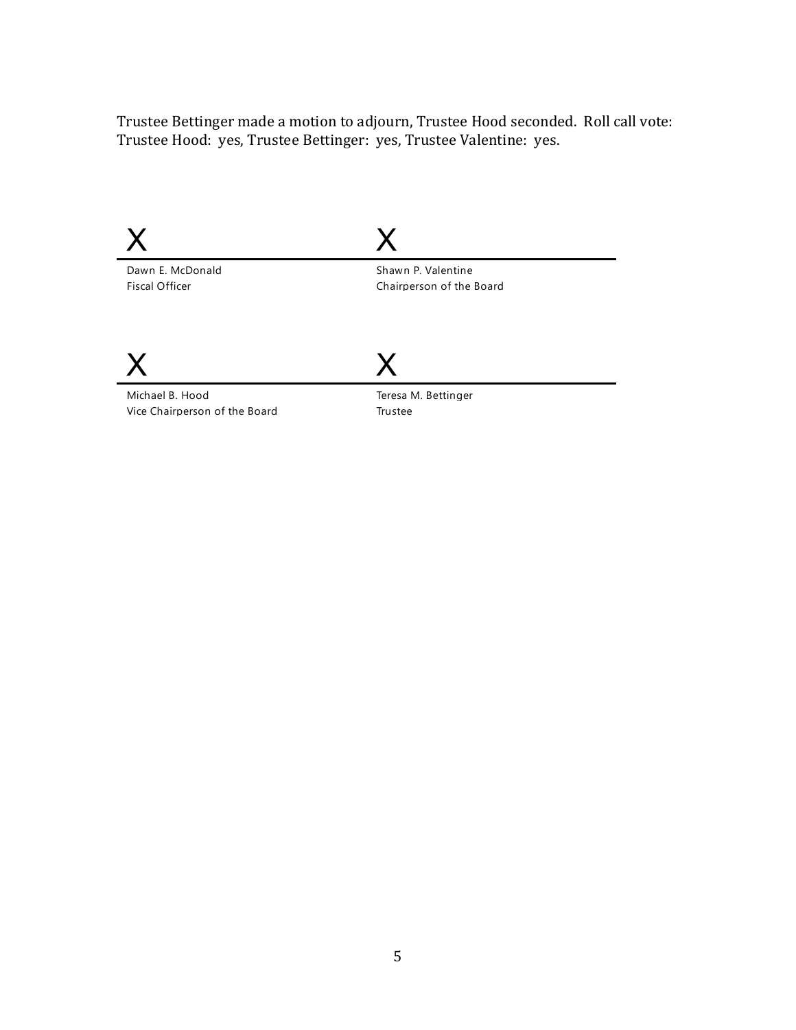Trustee Bettinger made a motion to adjourn, Trustee Hood seconded. Roll call vote: Trustee Hood: yes, Trustee Bettinger: yes, Trustee Valentine: yes.

X
______________________________
Dawn E. McDonald
Fiscal Officer

X
______________________________
Shawn P. Valentine
Chairperson of the Board

X
______________________________
Michael B. Hood
Vice Chairperson of the Board

X
______________________________
Teresa M. Bettinger
Trustee